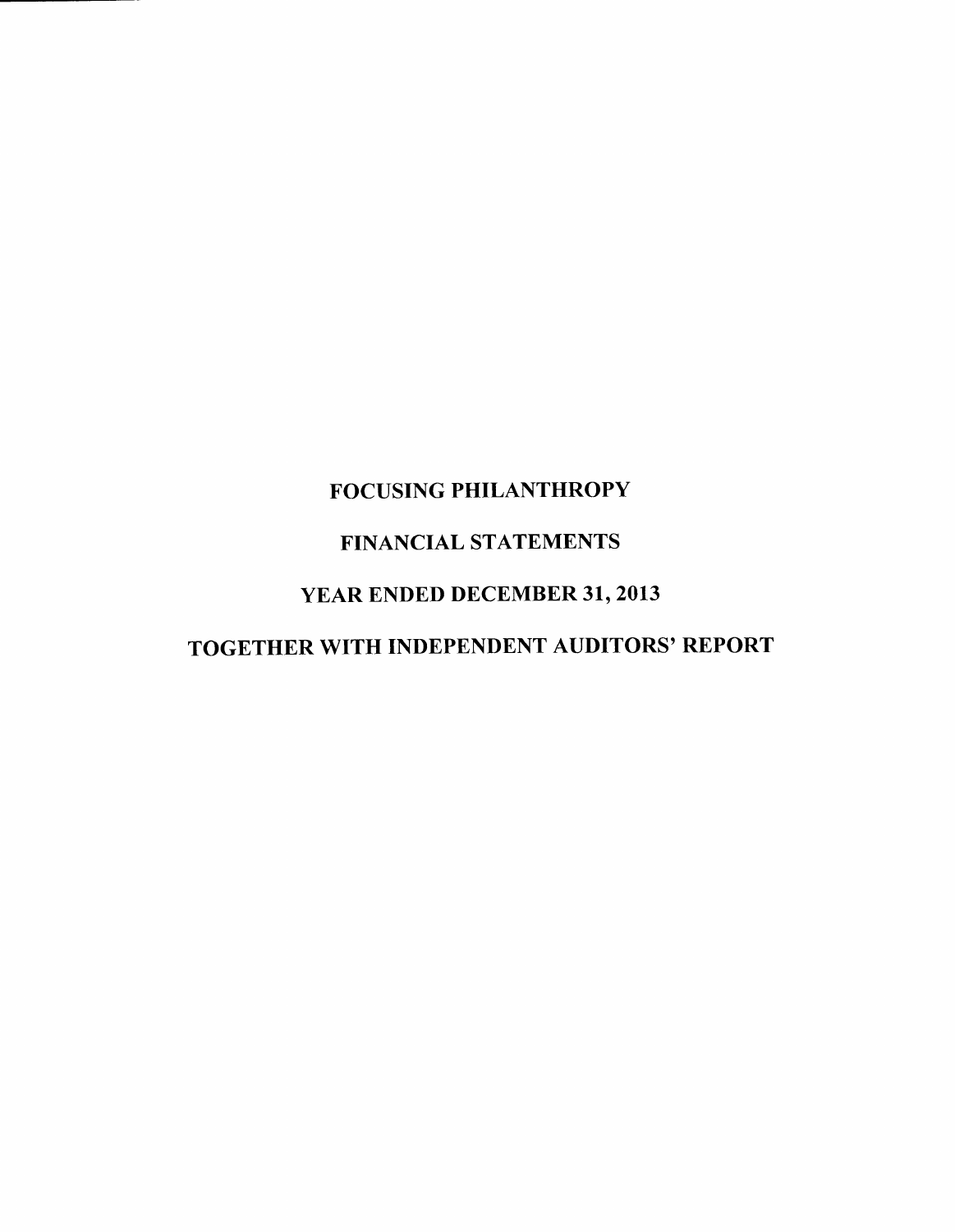# FOCUSING PHILANTHROPY

## FINANCIAL STATEMENTS

## YEAR ENDED DECEMBER 31, 2013

## TOGETHER WITH INDEPENDENT AUDITORS' REPORT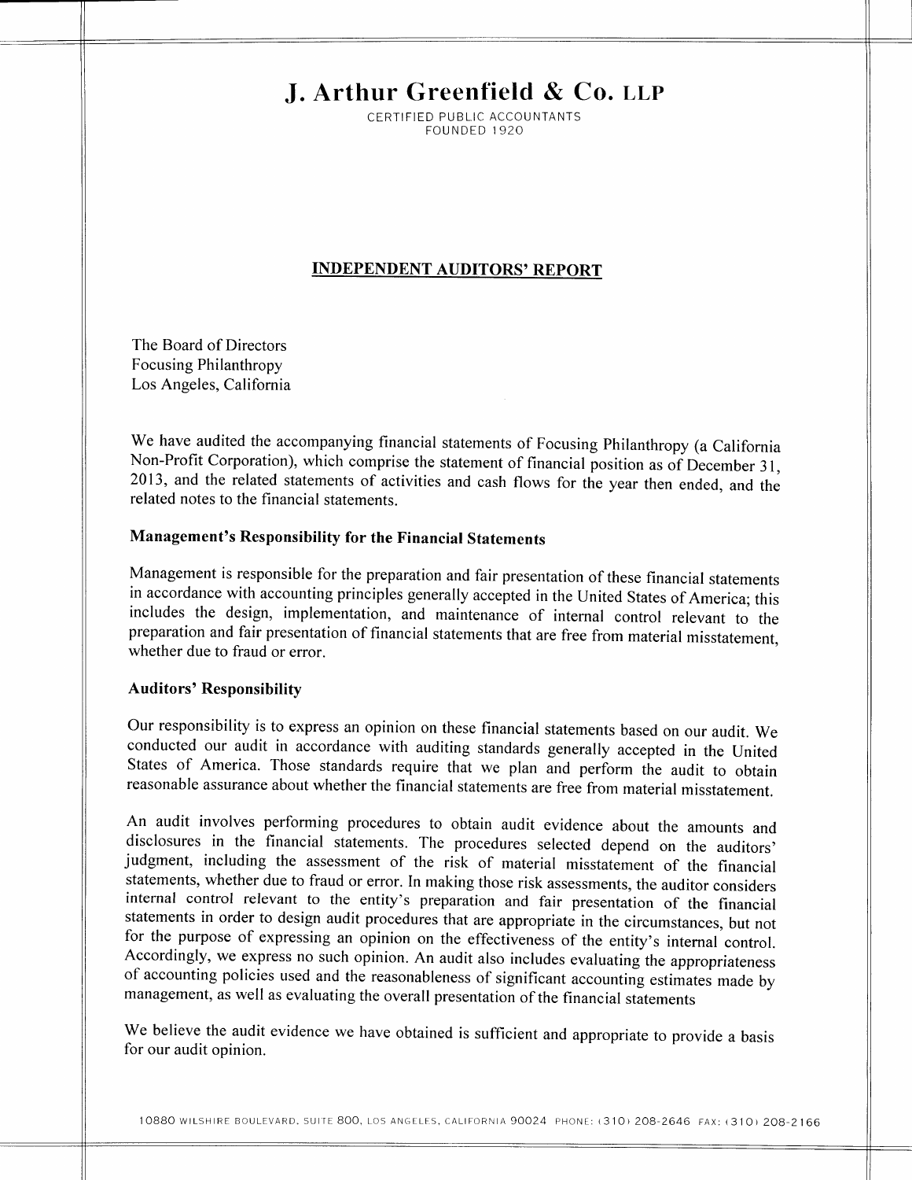# J. Arthur Greenfield & Co. LLP

CERTIFIED PUBLIC ACCOUNTANTS
FOUNDED 1920

## INDEPENDENT AUDITORS' REPORT

The Board of Directors
Focusing Philanthropy
Los Angeles, California

We have audited the accompanying financial statements of Focusing Philanthropy (a California Non-Profit Corporation), which comprise the statement of financial position as of December 31, 2013, and the related statements of activities and cash flows for the year then ended, and the related notes to the financial statements.

### Management's Responsibility for the Financial Statements

Management is responsible for the preparation and fair presentation of these financial statements in accordance with accounting principles generally accepted in the United States of America; this includes the design, implementation, and maintenance of internal control relevant to the preparation and fair presentation of financial statements that are free from material misstatement, whether due to fraud or error.

### Auditors' Responsibility

Our responsibility is to express an opinion on these financial statements based on our audit. We conducted our audit in accordance with auditing standards generally accepted in the United States of America. Those standards require that we plan and perform the audit to obtain reasonable assurance about whether the financial statements are free from material misstatement.

An audit involves performing procedures to obtain audit evidence about the amounts and disclosures in the financial statements. The procedures selected depend on the auditors' judgment, including the assessment of the risk of material misstatement of the financial statements, whether due to fraud or error. In making those risk assessments, the auditor considers internal control relevant to the entity's preparation and fair presentation of the financial statements in order to design audit procedures that are appropriate in the circumstances, but not for the purpose of expressing an opinion on the effectiveness of the entity's internal control. Accordingly, we express no such opinion. An audit also includes evaluating the appropriateness of accounting policies used and the reasonableness of significant accounting estimates made by management, as well as evaluating the overall presentation of the financial statements

We believe the audit evidence we have obtained is sufficient and appropriate to provide a basis for our audit opinion.

10880 WILSHIRE BOULEVARD, SUITE 800, LOS ANGELES, CALIFORNIA 90024 PHONE: (310) 208-2646 FAX: (310) 208-2166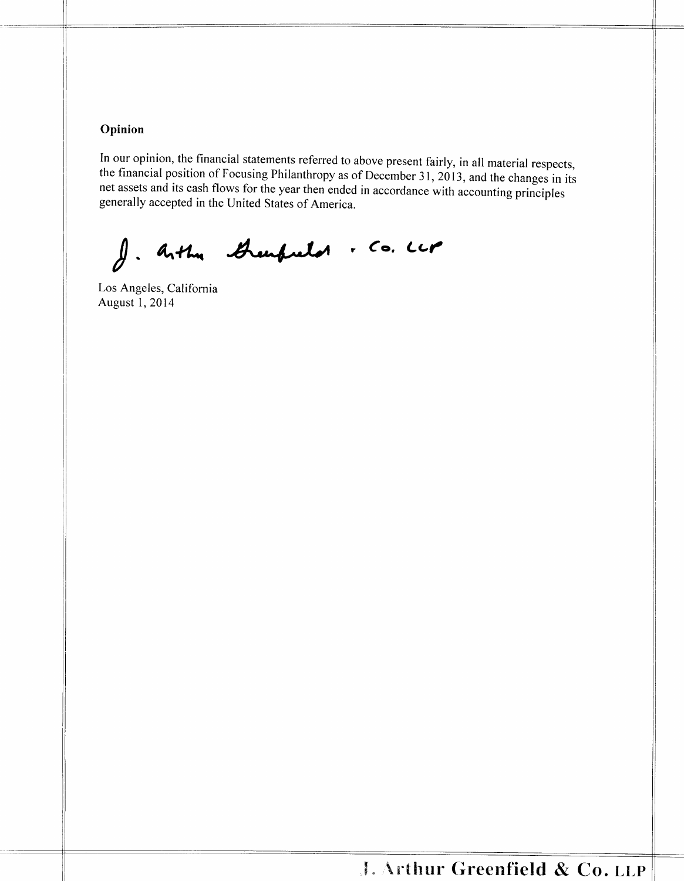### Opinion

In our opinion, the financial statements referred to above present fairly, in all material respects, the financial position of Focusing Philanthropy as of December 31, 2013, and the changes in its net assets and its cash flows for the year then ended in accordance with accounting principles generally accepted in the United States of America.

J. Arthur Greenfield & Co. LLP

Los Angeles, California
August 1, 2014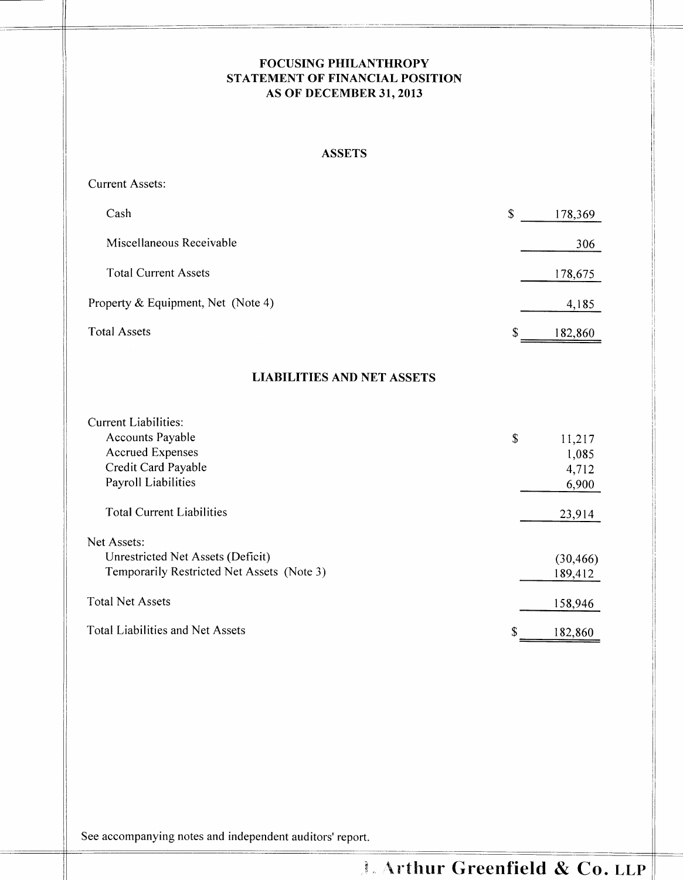# FOCUSING PHILANTHROPY
## STATEMENT OF FINANCIAL POSITION
### AS OF DECEMBER 31, 2013

### ASSETS

| | |
|---|---|
| Current Assets: | |
| Cash | $ 178,369 |
| Miscellaneous Receivable | 306 |
| Total Current Assets | 178,675 |
| Property & Equipment, Net (Note 4) | 4,185 |
| Total Assets | $ 182,860 |

### LIABILITIES AND NET ASSETS

| | |
|---|---|
| Current Liabilities: | |
| Accounts Payable | $ 11,217 |
| Accrued Expenses | 1,085 |
| Credit Card Payable | 4,712 |
| Payroll Liabilities | 6,900 |
| Total Current Liabilities | 23,914 |
| Net Assets: | |
| Unrestricted Net Assets (Deficit) | (30,466) |
| Temporarily Restricted Net Assets (Note 3) | 189,412 |
| Total Net Assets | 158,946 |
| Total Liabilities and Net Assets | $ 182,860 |

See accompanying notes and independent auditors' report.

J. Arthur Greenfield & Co. LLP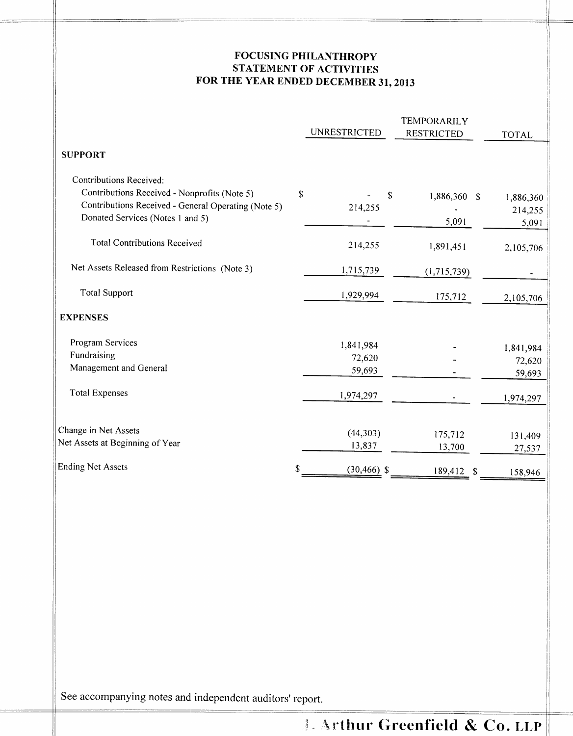# FOCUSING PHILANTHROPY
## STATEMENT OF ACTIVITIES
## FOR THE YEAR ENDED DECEMBER 31, 2013

| | UNRESTRICTED | TEMPORARILY RESTRICTED | TOTAL |
|---|---|---|---|
| **SUPPORT** | | | |
| Contributions Received: | | | |
| Contributions Received - Nonprofits (Note 5) | $ - | $ 1,886,360 | $ 1,886,360 |
| Contributions Received - General Operating (Note 5) | 214,255 | - | 214,255 |
| Donated Services (Notes 1 and 5) | - | 5,091 | 5,091 |
| Total Contributions Received | 214,255 | 1,891,451 | 2,105,706 |
| Net Assets Released from Restrictions (Note 3) | 1,715,739 | (1,715,739) | - |
| Total Support | 1,929,994 | 175,712 | 2,105,706 |
| **EXPENSES** | | | |
| Program Services | 1,841,984 | - | 1,841,984 |
| Fundraising | 72,620 | - | 72,620 |
| Management and General | 59,693 | - | 59,693 |
| Total Expenses | 1,974,297 | - | 1,974,297 |
| Change in Net Assets | (44,303) | 175,712 | 131,409 |
| Net Assets at Beginning of Year | 13,837 | 13,700 | 27,537 |
| Ending Net Assets | $ (30,466) | $ 189,412 | $ 158,946 |

See accompanying notes and independent auditors' report.

J. Arthur Greenfield & Co. LLP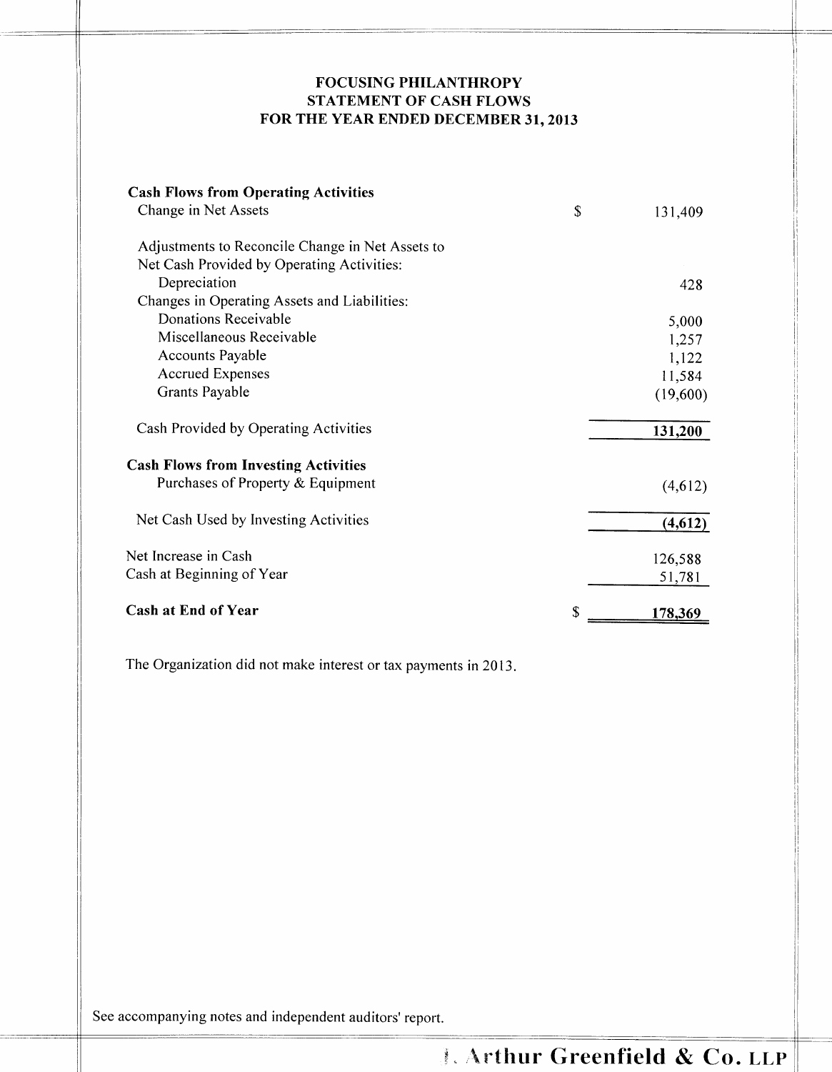# FOCUSING PHILANTHROPY
## STATEMENT OF CASH FLOWS
## FOR THE YEAR ENDED DECEMBER 31, 2013

| | | |
|---|---|---|
| **Cash Flows from Operating Activities** | | |
| Change in Net Assets | $ | 131,409 |
| | | |
| Adjustments to Reconcile Change in Net Assets to Net Cash Provided by Operating Activities: | | |
| Depreciation | | 428 |
| Changes in Operating Assets and Liabilities: | | |
| Donations Receivable | | 5,000 |
| Miscellaneous Receivable | | 1,257 |
| Accounts Payable | | 1,122 |
| Accrued Expenses | | 11,584 |
| Grants Payable | | (19,600) |
| | | |
| Cash Provided by Operating Activities | | **131,200** |
| | | |
| **Cash Flows from Investing Activities** | | |
| Purchases of Property & Equipment | | (4,612) |
| | | |
| Net Cash Used by Investing Activities | | **(4,612)** |
| | | |
| Net Increase in Cash | | 126,588 |
| Cash at Beginning of Year | | 51,781 |
| | | |
| **Cash at End of Year** | $ | **178,369** |

The Organization did not make interest or tax payments in 2013.

See accompanying notes and independent auditors' report.

Arthur Greenfield & Co. LLP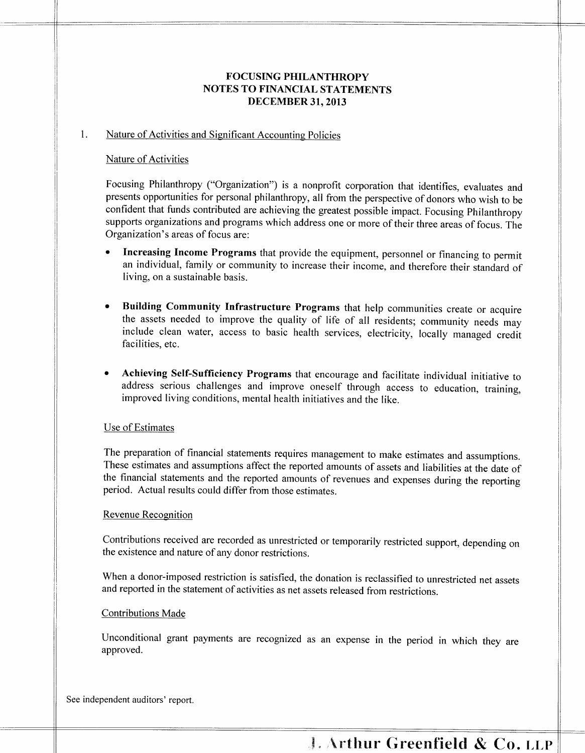# FOCUSING PHILANTHROPY
## NOTES TO FINANCIAL STATEMENTS
## DECEMBER 31, 2013

1. Nature of Activities and Significant Accounting Policies

### Nature of Activities

Focusing Philanthropy ("Organization") is a nonprofit corporation that identifies, evaluates and presents opportunities for personal philanthropy, all from the perspective of donors who wish to be confident that funds contributed are achieving the greatest possible impact. Focusing Philanthropy supports organizations and programs which address one or more of their three areas of focus. The Organization's areas of focus are:

- **Increasing Income Programs** that provide the equipment, personnel or financing to permit an individual, family or community to increase their income, and therefore their standard of living, on a sustainable basis.

- **Building Community Infrastructure Programs** that help communities create or acquire the assets needed to improve the quality of life of all residents; community needs may include clean water, access to basic health services, electricity, locally managed credit facilities, etc.

- **Achieving Self-Sufficiency Programs** that encourage and facilitate individual initiative to address serious challenges and improve oneself through access to education, training, improved living conditions, mental health initiatives and the like.

### Use of Estimates

The preparation of financial statements requires management to make estimates and assumptions. These estimates and assumptions affect the reported amounts of assets and liabilities at the date of the financial statements and the reported amounts of revenues and expenses during the reporting period. Actual results could differ from those estimates.

### Revenue Recognition

Contributions received are recorded as unrestricted or temporarily restricted support, depending on the existence and nature of any donor restrictions.

When a donor-imposed restriction is satisfied, the donation is reclassified to unrestricted net assets and reported in the statement of activities as net assets released from restrictions.

### Contributions Made

Unconditional grant payments are recognized as an expense in the period in which they are approved.

See independent auditors' report.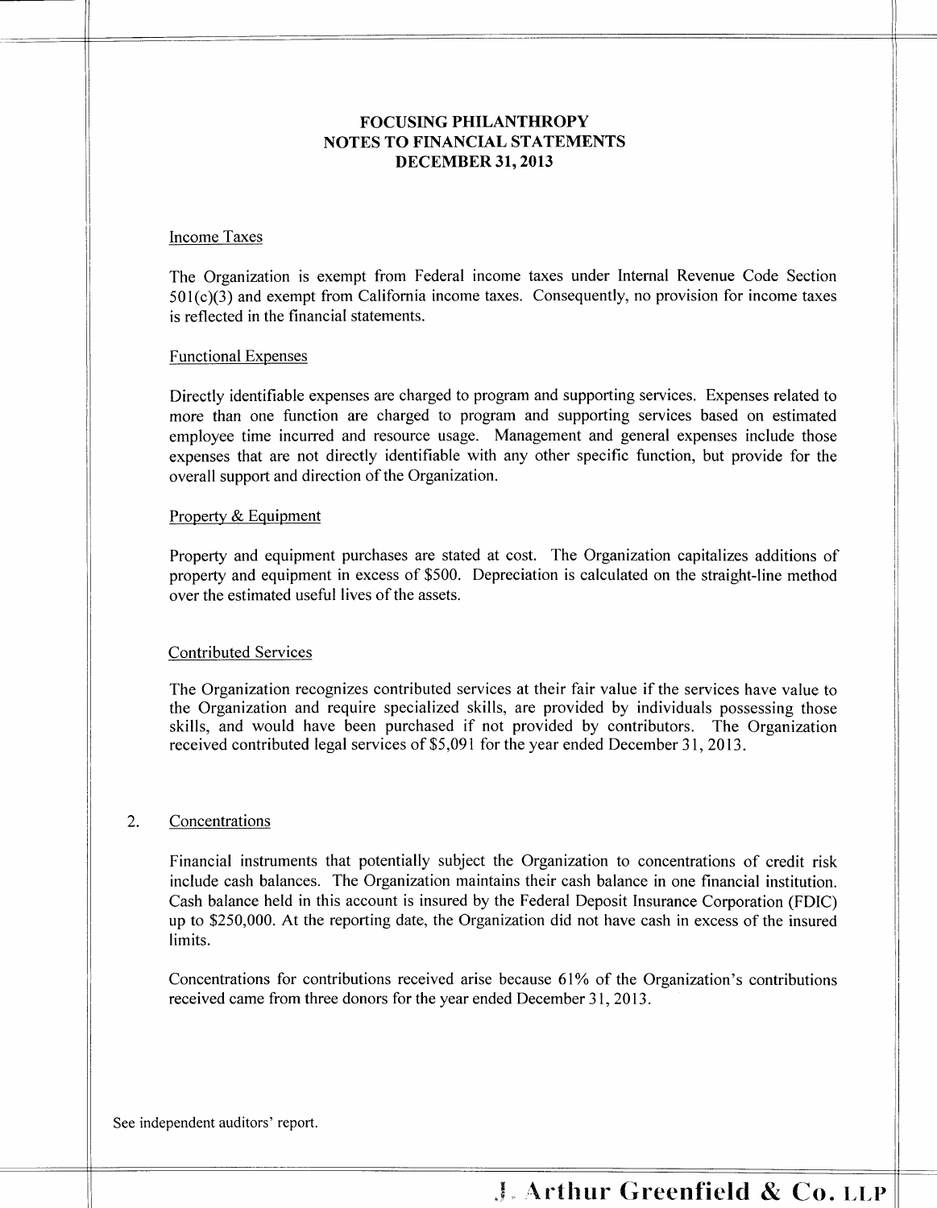# FOCUSING PHILANTHROPY
## NOTES TO FINANCIAL STATEMENTS
## DECEMBER 31, 2013

Income Taxes

The Organization is exempt from Federal income taxes under Internal Revenue Code Section 501(c)(3) and exempt from California income taxes. Consequently, no provision for income taxes is reflected in the financial statements.

Functional Expenses

Directly identifiable expenses are charged to program and supporting services. Expenses related to more than one function are charged to program and supporting services based on estimated employee time incurred and resource usage. Management and general expenses include those expenses that are not directly identifiable with any other specific function, but provide for the overall support and direction of the Organization.

Property & Equipment

Property and equipment purchases are stated at cost. The Organization capitalizes additions of property and equipment in excess of $500. Depreciation is calculated on the straight-line method over the estimated useful lives of the assets.

Contributed Services

The Organization recognizes contributed services at their fair value if the services have value to the Organization and require specialized skills, are provided by individuals possessing those skills, and would have been purchased if not provided by contributors. The Organization received contributed legal services of $5,091 for the year ended December 31, 2013.

2. Concentrations

Financial instruments that potentially subject the Organization to concentrations of credit risk include cash balances. The Organization maintains their cash balance in one financial institution. Cash balance held in this account is insured by the Federal Deposit Insurance Corporation (FDIC) up to $250,000. At the reporting date, the Organization did not have cash in excess of the insured limits.

Concentrations for contributions received arise because 61% of the Organization's contributions received came from three donors for the year ended December 31, 2013.

See independent auditors' report.

J. Arthur Greenfield & Co. LLP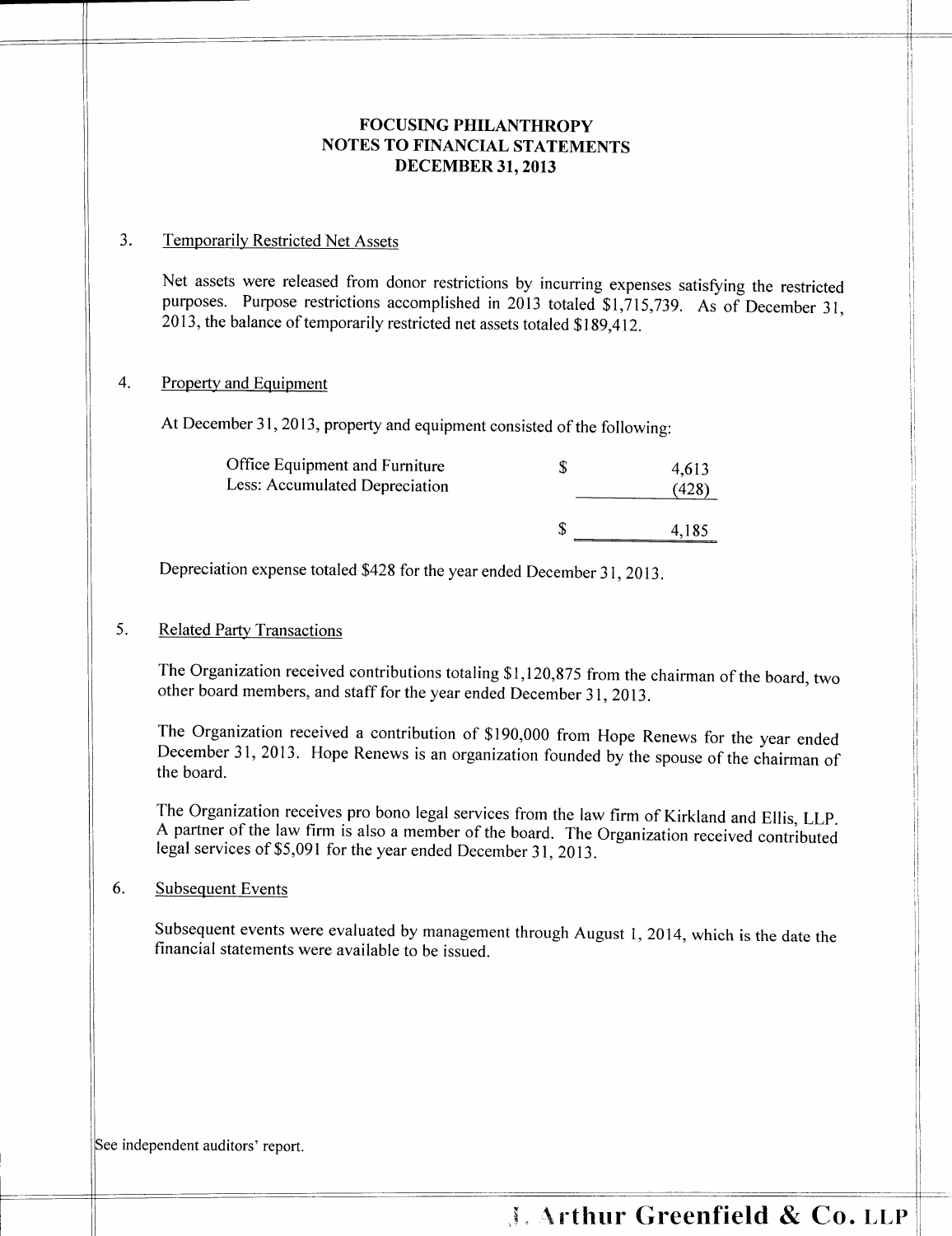# FOCUSING PHILANTHROPY
## NOTES TO FINANCIAL STATEMENTS
## DECEMBER 31, 2013

3. Temporarily Restricted Net Assets

   Net assets were released from donor restrictions by incurring expenses satisfying the restricted purposes. Purpose restrictions accomplished in 2013 totaled $1,715,739. As of December 31, 2013, the balance of temporarily restricted net assets totaled $189,412.

4. Property and Equipment

   At December 31, 2013, property and equipment consisted of the following:

| | | |
|---|---|---|
| Office Equipment and Furniture | $ | 4,613 |
| Less: Accumulated Depreciation | | (428) |
| | $ | 4,185 |

   Depreciation expense totaled $428 for the year ended December 31, 2013.

5. Related Party Transactions

   The Organization received contributions totaling $1,120,875 from the chairman of the board, two other board members, and staff for the year ended December 31, 2013.

   The Organization received a contribution of $190,000 from Hope Renews for the year ended December 31, 2013. Hope Renews is an organization founded by the spouse of the chairman of the board.

   The Organization receives pro bono legal services from the law firm of Kirkland and Ellis, LLP. A partner of the law firm is also a member of the board. The Organization received contributed legal services of $5,091 for the year ended December 31, 2013.

6. Subsequent Events

   Subsequent events were evaluated by management through August 1, 2014, which is the date the financial statements were available to be issued.

See independent auditors' report.

J. Arthur Greenfield & Co. LLP